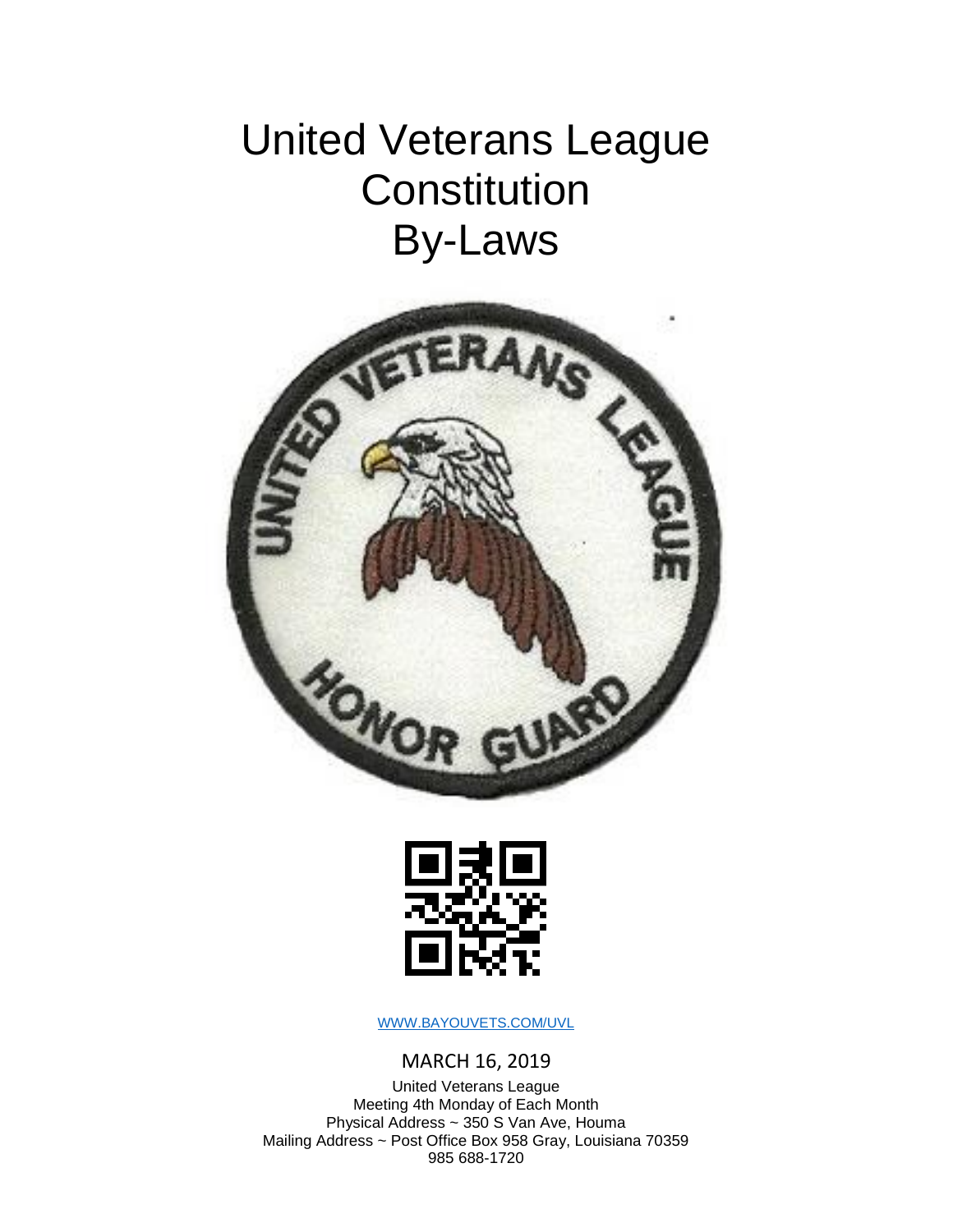# United Veterans League
# Constitution
# By-Laws

WWW.BAYOUVETS.COM/UVL

MARCH 16, 2019

United Veterans League
Meeting 4th Monday of Each Month
Physical Address ~ 350 S Van Ave, Houma
Mailing Address ~ Post Office Box 958 Gray, Louisiana 70359
985 688-1720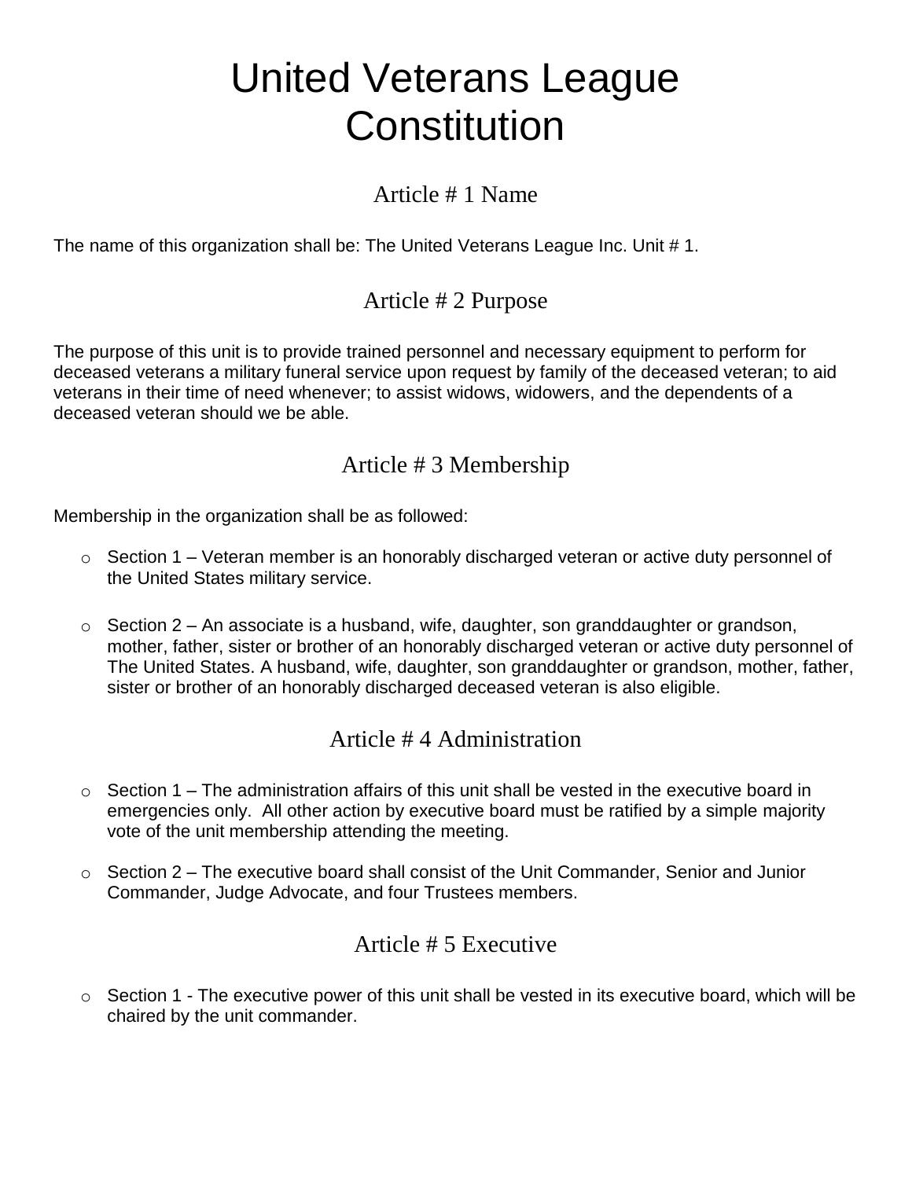# United Veterans League Constitution

## Article # 1 Name

The name of this organization shall be: The United Veterans League Inc. Unit # 1.

## Article # 2 Purpose

The purpose of this unit is to provide trained personnel and necessary equipment to perform for deceased veterans a military funeral service upon request by family of the deceased veteran; to aid veterans in their time of need whenever; to assist widows, widowers, and the dependents of a deceased veteran should we be able.

## Article # 3 Membership

Membership in the organization shall be as followed:

- Section 1 – Veteran member is an honorably discharged veteran or active duty personnel of the United States military service.

- Section 2 – An associate is a husband, wife, daughter, son granddaughter or grandson, mother, father, sister or brother of an honorably discharged veteran or active duty personnel of The United States. A husband, wife, daughter, son granddaughter or grandson, mother, father, sister or brother of an honorably discharged deceased veteran is also eligible.

## Article # 4 Administration

- Section 1 – The administration affairs of this unit shall be vested in the executive board in emergencies only. All other action by executive board must be ratified by a simple majority vote of the unit membership attending the meeting.

- Section 2 – The executive board shall consist of the Unit Commander, Senior and Junior Commander, Judge Advocate, and four Trustees members.

## Article # 5 Executive

- Section 1 - The executive power of this unit shall be vested in its executive board, which will be chaired by the unit commander.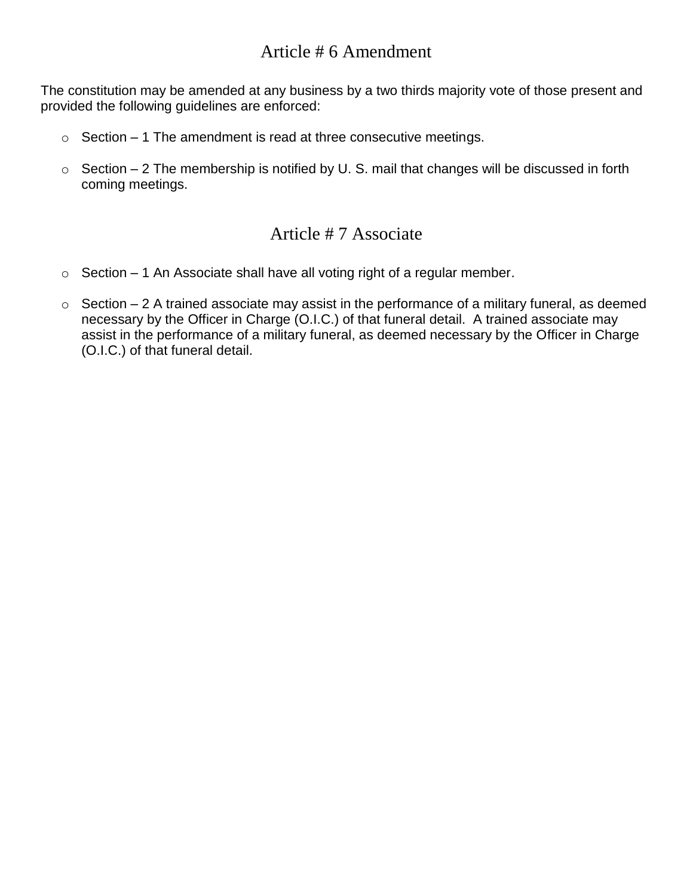## Article # 6 Amendment

The constitution may be amended at any business by a two thirds majority vote of those present and provided the following guidelines are enforced:

- Section – 1 The amendment is read at three consecutive meetings.
- Section – 2 The membership is notified by U. S. mail that changes will be discussed in forth coming meetings.

## Article # 7 Associate

- Section – 1 An Associate shall have all voting right of a regular member.
- Section – 2 A trained associate may assist in the performance of a military funeral, as deemed necessary by the Officer in Charge (O.I.C.) of that funeral detail. A trained associate may assist in the performance of a military funeral, as deemed necessary by the Officer in Charge (O.I.C.) of that funeral detail.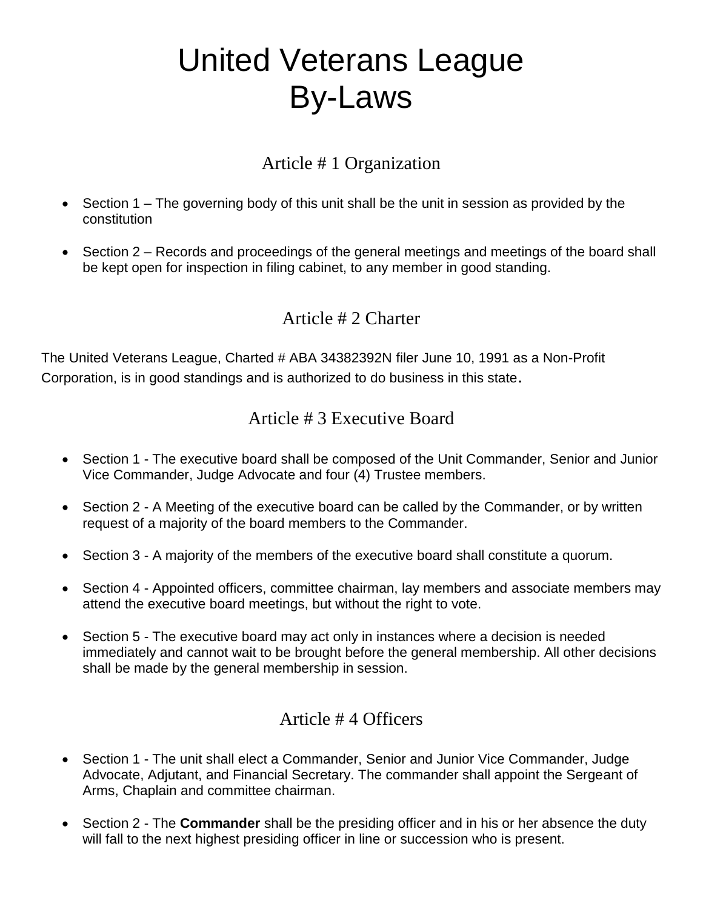# United Veterans League
# By-Laws

## Article # 1 Organization

- Section 1 – The governing body of this unit shall be the unit in session as provided by the constitution
- Section 2 – Records and proceedings of the general meetings and meetings of the board shall be kept open for inspection in filing cabinet, to any member in good standing.

## Article # 2 Charter

The United Veterans League, Charted # ABA 34382392N filer June 10, 1991 as a Non-Profit Corporation, is in good standings and is authorized to do business in this state.

## Article # 3 Executive Board

- Section 1 - The executive board shall be composed of the Unit Commander, Senior and Junior Vice Commander, Judge Advocate and four (4) Trustee members.
- Section 2 - A Meeting of the executive board can be called by the Commander, or by written request of a majority of the board members to the Commander.
- Section 3 - A majority of the members of the executive board shall constitute a quorum.
- Section 4 - Appointed officers, committee chairman, lay members and associate members may attend the executive board meetings, but without the right to vote.
- Section 5 - The executive board may act only in instances where a decision is needed immediately and cannot wait to be brought before the general membership. All other decisions shall be made by the general membership in session.

## Article # 4 Officers

- Section 1 - The unit shall elect a Commander, Senior and Junior Vice Commander, Judge Advocate, Adjutant, and Financial Secretary. The commander shall appoint the Sergeant of Arms, Chaplain and committee chairman.
- Section 2 - The **Commander** shall be the presiding officer and in his or her absence the duty will fall to the next highest presiding officer in line or succession who is present.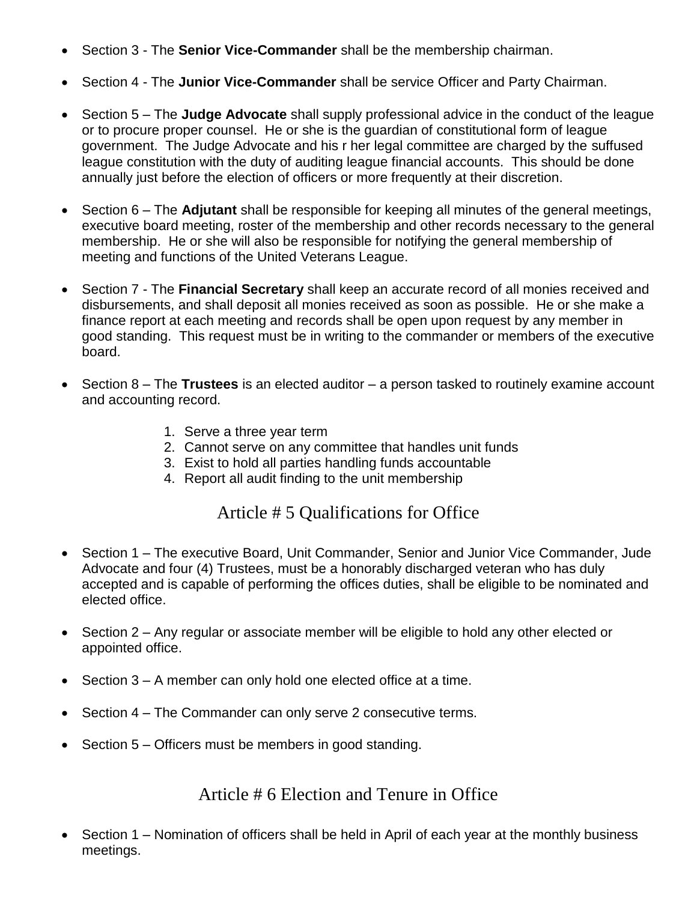- Section 3 - The **Senior Vice-Commander** shall be the membership chairman.

- Section 4 - The **Junior Vice-Commander** shall be service Officer and Party Chairman.

- Section 5 – The **Judge Advocate** shall supply professional advice in the conduct of the league or to procure proper counsel. He or she is the guardian of constitutional form of league government. The Judge Advocate and his r her legal committee are charged by the suffused league constitution with the duty of auditing league financial accounts. This should be done annually just before the election of officers or more frequently at their discretion.

- Section 6 – The **Adjutant** shall be responsible for keeping all minutes of the general meetings, executive board meeting, roster of the membership and other records necessary to the general membership. He or she will also be responsible for notifying the general membership of meeting and functions of the United Veterans League.

- Section 7 - The **Financial Secretary** shall keep an accurate record of all monies received and disbursements, and shall deposit all monies received as soon as possible. He or she make a finance report at each meeting and records shall be open upon request by any member in good standing. This request must be in writing to the commander or members of the executive board.

- Section 8 – The **Trustees** is an elected auditor – a person tasked to routinely examine account and accounting record.

  1. Serve a three year term
  2. Cannot serve on any committee that handles unit funds
  3. Exist to hold all parties handling funds accountable
  4. Report all audit finding to the unit membership

## Article # 5 Qualifications for Office

- Section 1 – The executive Board, Unit Commander, Senior and Junior Vice Commander, Jude Advocate and four (4) Trustees, must be a honorably discharged veteran who has duly accepted and is capable of performing the offices duties, shall be eligible to be nominated and elected office.

- Section 2 – Any regular or associate member will be eligible to hold any other elected or appointed office.

- Section 3 – A member can only hold one elected office at a time.

- Section 4 – The Commander can only serve 2 consecutive terms.

- Section 5 – Officers must be members in good standing.

## Article # 6 Election and Tenure in Office

- Section 1 – Nomination of officers shall be held in April of each year at the monthly business meetings.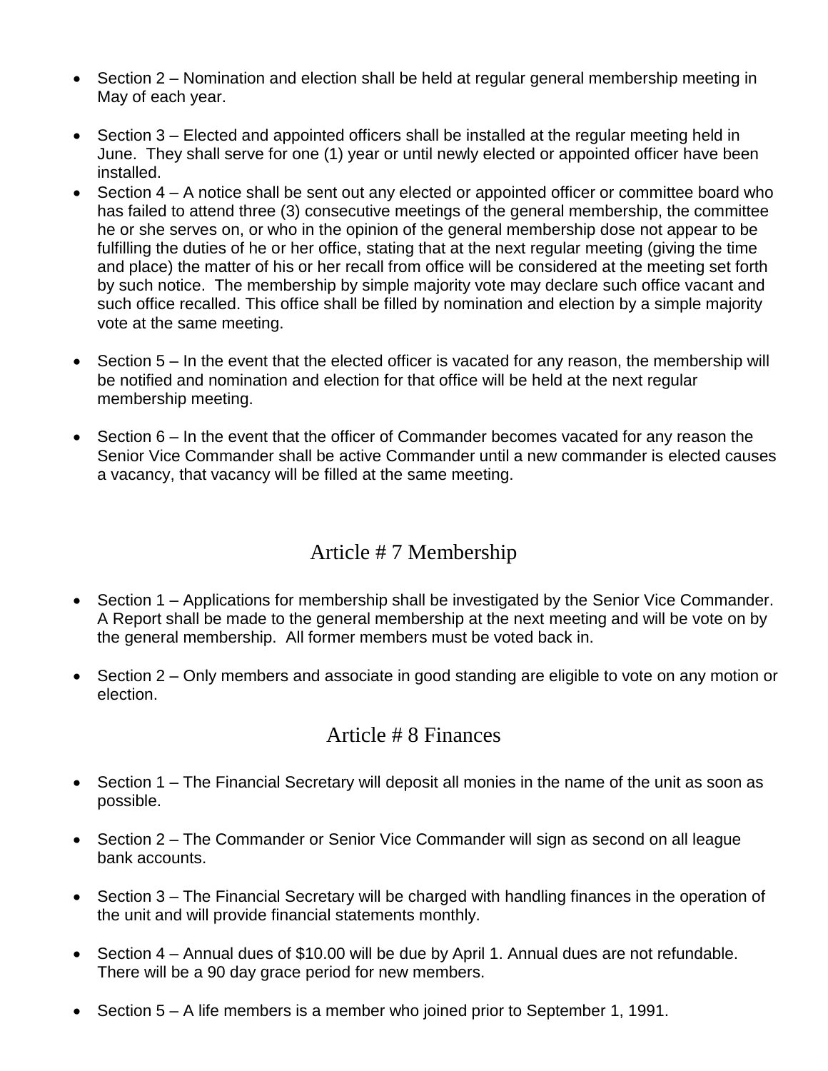- Section 2 – Nomination and election shall be held at regular general membership meeting in May of each year.

- Section 3 – Elected and appointed officers shall be installed at the regular meeting held in June. They shall serve for one (1) year or until newly elected or appointed officer have been installed.
- Section 4 – A notice shall be sent out any elected or appointed officer or committee board who has failed to attend three (3) consecutive meetings of the general membership, the committee he or she serves on, or who in the opinion of the general membership dose not appear to be fulfilling the duties of he or her office, stating that at the next regular meeting (giving the time and place) the matter of his or her recall from office will be considered at the meeting set forth by such notice. The membership by simple majority vote may declare such office vacant and such office recalled. This office shall be filled by nomination and election by a simple majority vote at the same meeting.

- Section 5 – In the event that the elected officer is vacated for any reason, the membership will be notified and nomination and election for that office will be held at the next regular membership meeting.

- Section 6 – In the event that the officer of Commander becomes vacated for any reason the Senior Vice Commander shall be active Commander until a new commander is elected causes a vacancy, that vacancy will be filled at the same meeting.

## Article # 7 Membership

- Section 1 – Applications for membership shall be investigated by the Senior Vice Commander. A Report shall be made to the general membership at the next meeting and will be vote on by the general membership. All former members must be voted back in.

- Section 2 – Only members and associate in good standing are eligible to vote on any motion or election.

## Article # 8 Finances

- Section 1 – The Financial Secretary will deposit all monies in the name of the unit as soon as possible.

- Section 2 – The Commander or Senior Vice Commander will sign as second on all league bank accounts.

- Section 3 – The Financial Secretary will be charged with handling finances in the operation of the unit and will provide financial statements monthly.

- Section 4 – Annual dues of $10.00 will be due by April 1. Annual dues are not refundable. There will be a 90 day grace period for new members.

- Section 5 – A life members is a member who joined prior to September 1, 1991.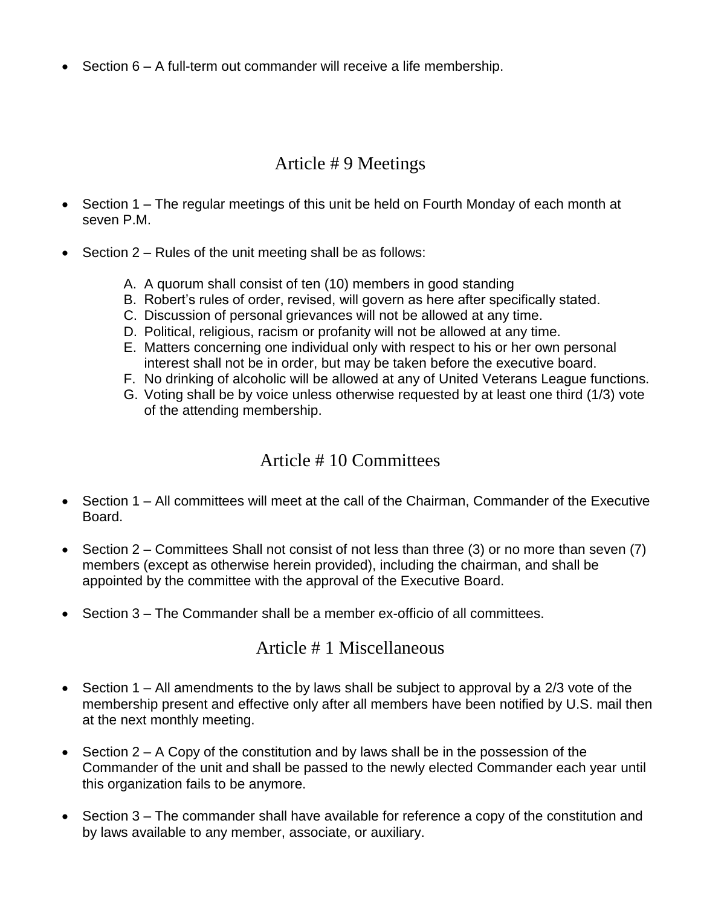- Section 6 – A full-term out commander will receive a life membership.

## Article # 9 Meetings

- Section 1 – The regular meetings of this unit be held on Fourth Monday of each month at seven P.M.

- Section 2 – Rules of the unit meeting shall be as follows:

  A. A quorum shall consist of ten (10) members in good standing
  B. Robert's rules of order, revised, will govern as here after specifically stated.
  C. Discussion of personal grievances will not be allowed at any time.
  D. Political, religious, racism or profanity will not be allowed at any time.
  E. Matters concerning one individual only with respect to his or her own personal interest shall not be in order, but may be taken before the executive board.
  F. No drinking of alcoholic will be allowed at any of United Veterans League functions.
  G. Voting shall be by voice unless otherwise requested by at least one third (1/3) vote of the attending membership.

## Article # 10 Committees

- Section 1 – All committees will meet at the call of the Chairman, Commander of the Executive Board.

- Section 2 – Committees Shall not consist of not less than three (3) or no more than seven (7) members (except as otherwise herein provided), including the chairman, and shall be appointed by the committee with the approval of the Executive Board.

- Section 3 – The Commander shall be a member ex-officio of all committees.

## Article # 1 Miscellaneous

- Section 1 – All amendments to the by laws shall be subject to approval by a 2/3 vote of the membership present and effective only after all members have been notified by U.S. mail then at the next monthly meeting.

- Section 2 – A Copy of the constitution and by laws shall be in the possession of the Commander of the unit and shall be passed to the newly elected Commander each year until this organization fails to be anymore.

- Section 3 – The commander shall have available for reference a copy of the constitution and by laws available to any member, associate, or auxiliary.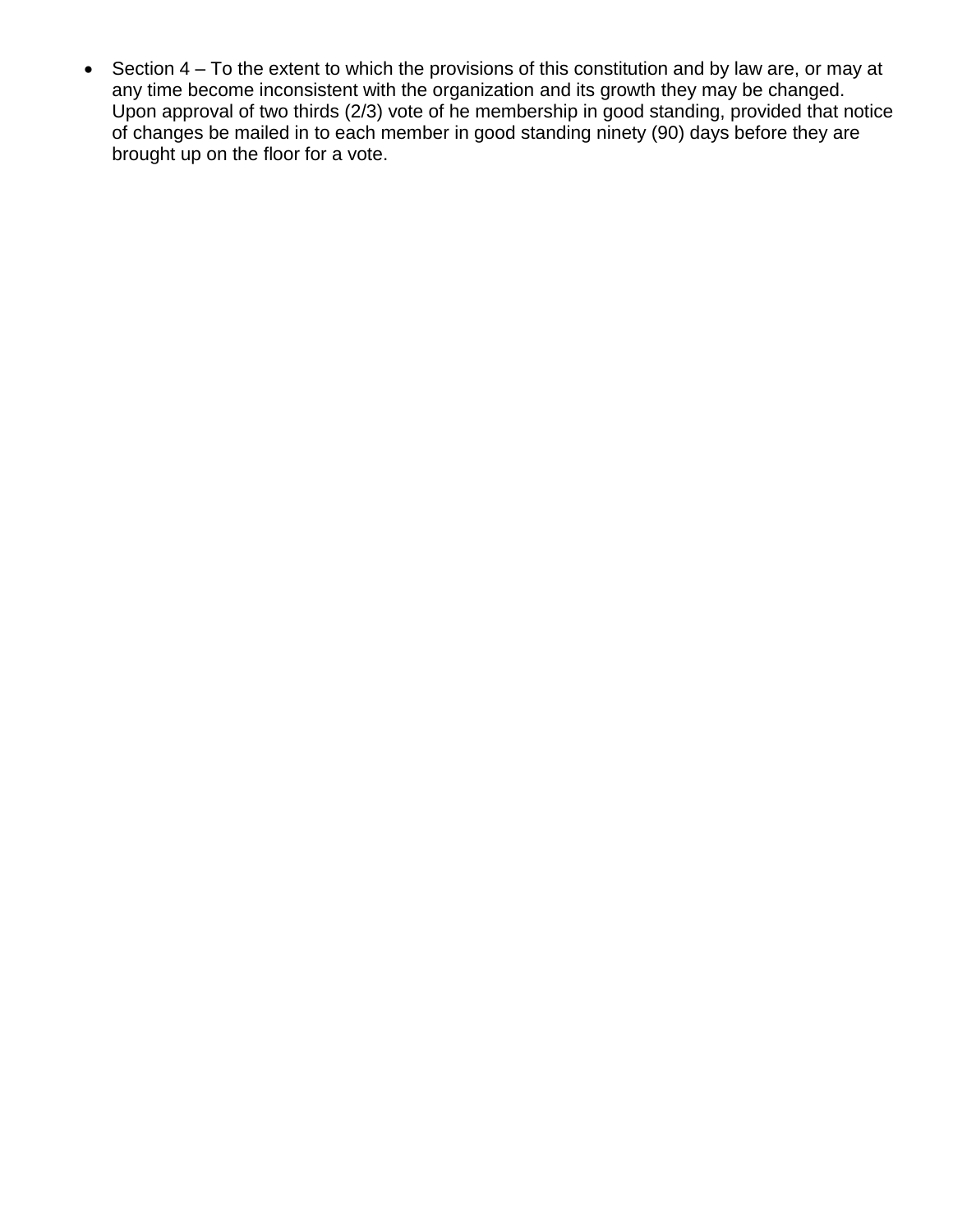- Section 4 – To the extent to which the provisions of this constitution and by law are, or may at any time become inconsistent with the organization and its growth they may be changed. Upon approval of two thirds (2/3) vote of he membership in good standing, provided that notice of changes be mailed in to each member in good standing ninety (90) days before they are brought up on the floor for a vote.